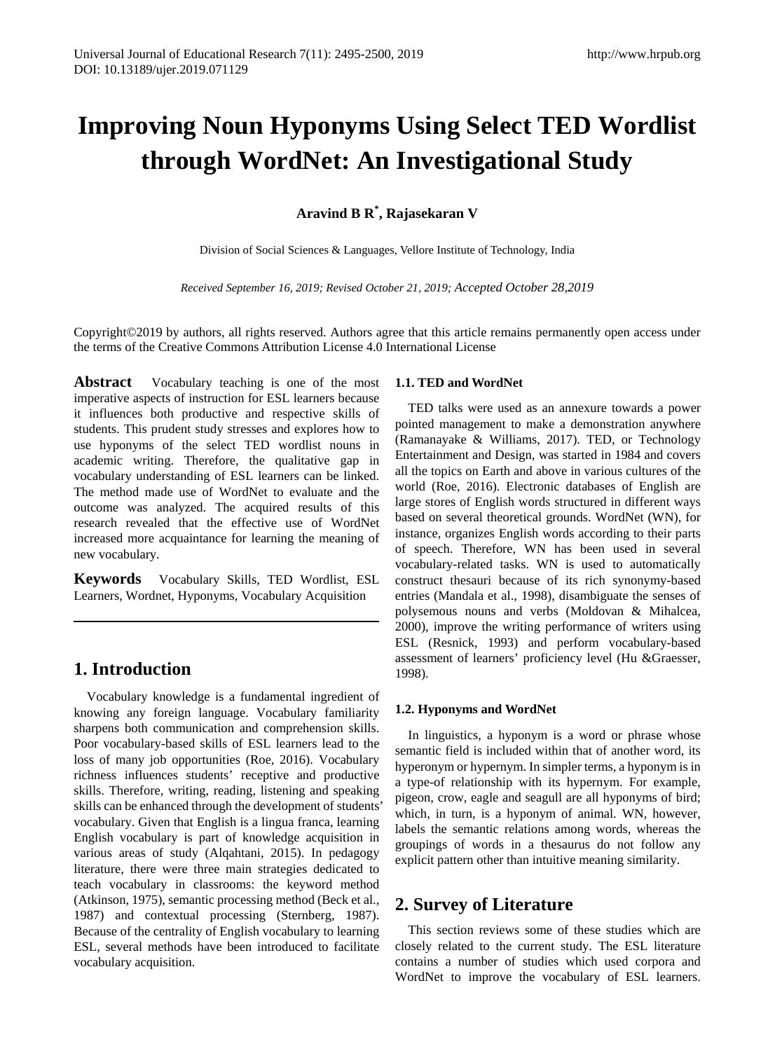# Improving Noun Hyponyms Using Select TED Wordlist through WordNet: An Investigational Study

**Aravind B R*, Rajasekaran V**

Division of Social Sciences & Languages, Vellore Institute of Technology, India

*Received September 16, 2019; Revised October 21, 2019; Accepted October 28,2019*

Copyright©2019 by authors, all rights reserved. Authors agree that this article remains permanently open access under the terms of the Creative Commons Attribution License 4.0 International License

**Abstract** Vocabulary teaching is one of the most imperative aspects of instruction for ESL learners because it influences both productive and respective skills of students. This prudent study stresses and explores how to use hyponyms of the select TED wordlist nouns in academic writing. Therefore, the qualitative gap in vocabulary understanding of ESL learners can be linked. The method made use of WordNet to evaluate and the outcome was analyzed. The acquired results of this research revealed that the effective use of WordNet increased more acquaintance for learning the meaning of new vocabulary.

**Keywords** Vocabulary Skills, TED Wordlist, ESL Learners, Wordnet, Hyponyms, Vocabulary Acquisition

## 1. Introduction

Vocabulary knowledge is a fundamental ingredient of knowing any foreign language. Vocabulary familiarity sharpens both communication and comprehension skills. Poor vocabulary-based skills of ESL learners lead to the loss of many job opportunities (Roe, 2016). Vocabulary richness influences students' receptive and productive skills. Therefore, writing, reading, listening and speaking skills can be enhanced through the development of students' vocabulary. Given that English is a lingua franca, learning English vocabulary is part of knowledge acquisition in various areas of study (Alqahtani, 2015). In pedagogy literature, there were three main strategies dedicated to teach vocabulary in classrooms: the keyword method (Atkinson, 1975), semantic processing method (Beck et al., 1987) and contextual processing (Sternberg, 1987). Because of the centrality of English vocabulary to learning ESL, several methods have been introduced to facilitate vocabulary acquisition.

### 1.1. TED and WordNet

TED talks were used as an annexure towards a power pointed management to make a demonstration anywhere (Ramanayake & Williams, 2017). TED, or Technology Entertainment and Design, was started in 1984 and covers all the topics on Earth and above in various cultures of the world (Roe, 2016). Electronic databases of English are large stores of English words structured in different ways based on several theoretical grounds. WordNet (WN), for instance, organizes English words according to their parts of speech. Therefore, WN has been used in several vocabulary-related tasks. WN is used to automatically construct thesauri because of its rich synonymy-based entries (Mandala et al., 1998), disambiguate the senses of polysemous nouns and verbs (Moldovan & Mihalcea, 2000), improve the writing performance of writers using ESL (Resnick, 1993) and perform vocabulary-based assessment of learners' proficiency level (Hu &Graesser, 1998).

### 1.2. Hyponyms and WordNet

In linguistics, a hyponym is a word or phrase whose semantic field is included within that of another word, its hyperonym or hypernym. In simpler terms, a hyponym is in a type-of relationship with its hypernym. For example, pigeon, crow, eagle and seagull are all hyponyms of bird; which, in turn, is a hyponym of animal. WN, however, labels the semantic relations among words, whereas the groupings of words in a thesaurus do not follow any explicit pattern other than intuitive meaning similarity.

## 2. Survey of Literature

This section reviews some of these studies which are closely related to the current study. The ESL literature contains a number of studies which used corpora and WordNet to improve the vocabulary of ESL learners.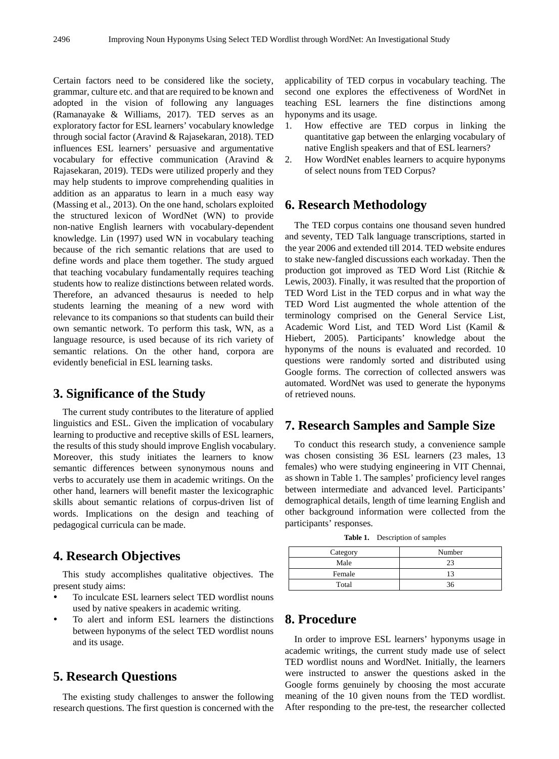Certain factors need to be considered like the society, grammar, culture etc. and that are required to be known and adopted in the vision of following any languages (Ramanayake & Williams, 2017). TED serves as an exploratory factor for ESL learners' vocabulary knowledge through social factor (Aravind & Rajasekaran, 2018). TED influences ESL learners' persuasive and argumentative vocabulary for effective communication (Aravind & Rajasekaran, 2019). TEDs were utilized properly and they may help students to improve comprehending qualities in addition as an apparatus to learn in a much easy way (Massing et al., 2013). On the one hand, scholars exploited the structured lexicon of WordNet (WN) to provide non-native English learners with vocabulary-dependent knowledge. Lin (1997) used WN in vocabulary teaching because of the rich semantic relations that are used to define words and place them together. The study argued that teaching vocabulary fundamentally requires teaching students how to realize distinctions between related words. Therefore, an advanced thesaurus is needed to help students learning the meaning of a new word with relevance to its companions so that students can build their own semantic network. To perform this task, WN, as a language resource, is used because of its rich variety of semantic relations. On the other hand, corpora are evidently beneficial in ESL learning tasks.

## 3. Significance of the Study

The current study contributes to the literature of applied linguistics and ESL. Given the implication of vocabulary learning to productive and receptive skills of ESL learners, the results of this study should improve English vocabulary. Moreover, this study initiates the learners to know semantic differences between synonymous nouns and verbs to accurately use them in academic writings. On the other hand, learners will benefit master the lexicographic skills about semantic relations of corpus-driven list of words. Implications on the design and teaching of pedagogical curricula can be made.

## 4. Research Objectives

This study accomplishes qualitative objectives. The present study aims:

- To inculcate ESL learners select TED wordlist nouns used by native speakers in academic writing.
- To alert and inform ESL learners the distinctions between hyponyms of the select TED wordlist nouns and its usage.

## 5. Research Questions

The existing study challenges to answer the following research questions. The first question is concerned with the applicability of TED corpus in vocabulary teaching. The second one explores the effectiveness of WordNet in teaching ESL learners the fine distinctions among hyponyms and its usage.

1. How effective are TED corpus in linking the quantitative gap between the enlarging vocabulary of native English speakers and that of ESL learners?
2. How WordNet enables learners to acquire hyponyms of select nouns from TED Corpus?

## 6. Research Methodology

The TED corpus contains one thousand seven hundred and seventy, TED Talk language transcriptions, started in the year 2006 and extended till 2014. TED website endures to stake new-fangled discussions each workaday. Then the production got improved as TED Word List (Ritchie & Lewis, 2003). Finally, it was resulted that the proportion of TED Word List in the TED corpus and in what way the TED Word List augmented the whole attention of the terminology comprised on the General Service List, Academic Word List, and TED Word List (Kamil & Hiebert, 2005). Participants' knowledge about the hyponyms of the nouns is evaluated and recorded. 10 questions were randomly sorted and distributed using Google forms. The correction of collected answers was automated. WordNet was used to generate the hyponyms of retrieved nouns.

## 7. Research Samples and Sample Size

To conduct this research study, a convenience sample was chosen consisting 36 ESL learners (23 males, 13 females) who were studying engineering in VIT Chennai, as shown in Table 1. The samples' proficiency level ranges between intermediate and advanced level. Participants' demographical details, length of time learning English and other background information were collected from the participants' responses.

**Table 1.** Description of samples

| Category | Number |
| --- | --- |
| Male | 23 |
| Female | 13 |
| Total | 36 |

## 8. Procedure

In order to improve ESL learners' hyponyms usage in academic writings, the current study made use of select TED wordlist nouns and WordNet. Initially, the learners were instructed to answer the questions asked in the Google forms genuinely by choosing the most accurate meaning of the 10 given nouns from the TED wordlist. After responding to the pre-test, the researcher collected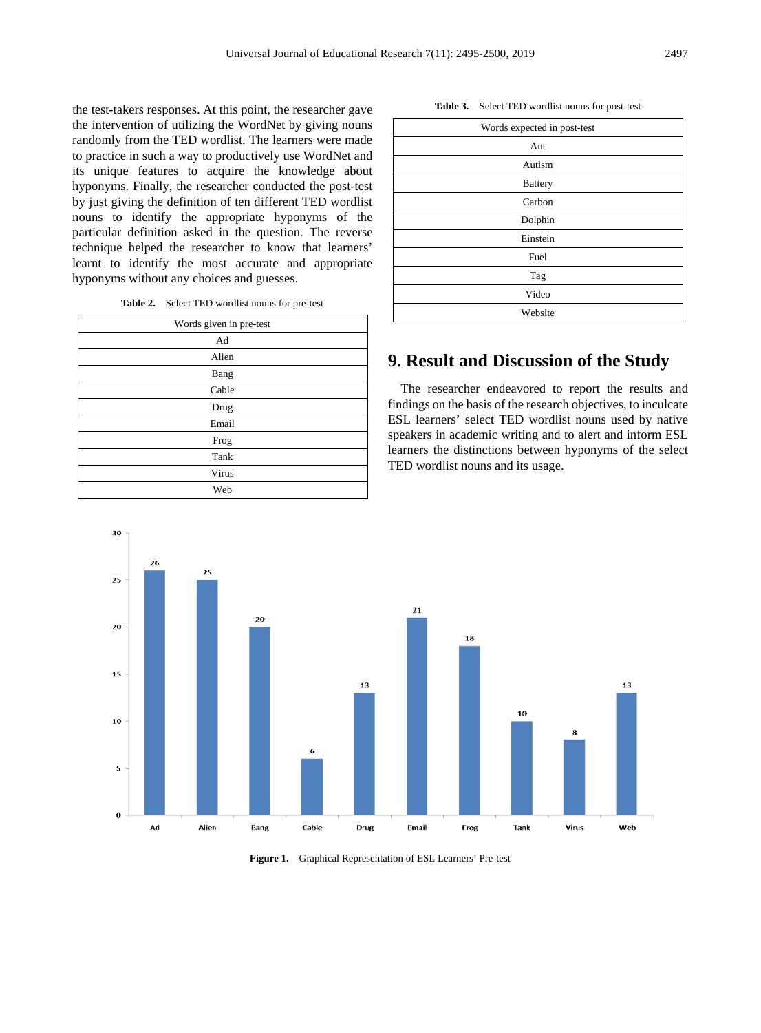the test-takers responses. At this point, the researcher gave the intervention of utilizing the WordNet by giving nouns randomly from the TED wordlist. The learners were made to practice in such a way to productively use WordNet and its unique features to acquire the knowledge about hyponyms. Finally, the researcher conducted the post-test by just giving the definition of ten different TED wordlist nouns to identify the appropriate hyponyms of the particular definition asked in the question. The reverse technique helped the researcher to know that learners' learnt to identify the most accurate and appropriate hyponyms without any choices and guesses.

**Table 2.** Select TED wordlist nouns for pre-test

| Words given in pre-test |
|---|
| Ad |
| Alien |
| Bang |
| Cable |
| Drug |
| Email |
| Frog |
| Tank |
| Virus |
| Web |

**Table 3.** Select TED wordlist nouns for post-test

| Words expected in post-test |
|---|
| Ant |
| Autism |
| Battery |
| Carbon |
| Dolphin |
| Einstein |
| Fuel |
| Tag |
| Video |
| Website |

## 9. Result and Discussion of the Study

The researcher endeavored to report the results and findings on the basis of the research objectives, to inculcate ESL learners' select TED wordlist nouns used by native speakers in academic writing and to alert and inform ESL learners the distinctions between hyponyms of the select TED wordlist nouns and its usage.

**Figure 1.** Graphical Representation of ESL Learners' Pre-test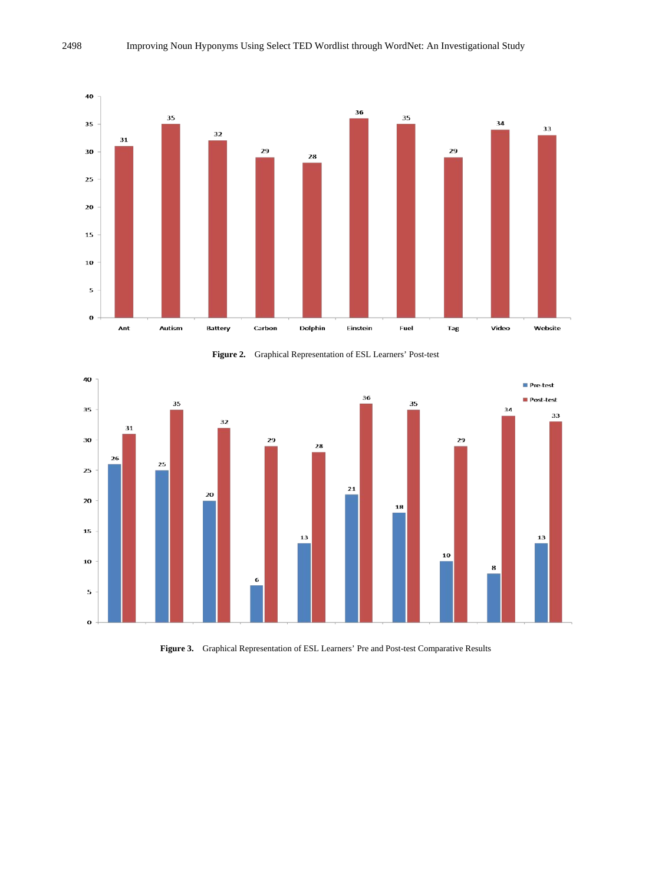Figure 2. Graphical Representation of ESL Learners' Post-test

Figure 3. Graphical Representation of ESL Learners' Pre and Post-test Comparative Results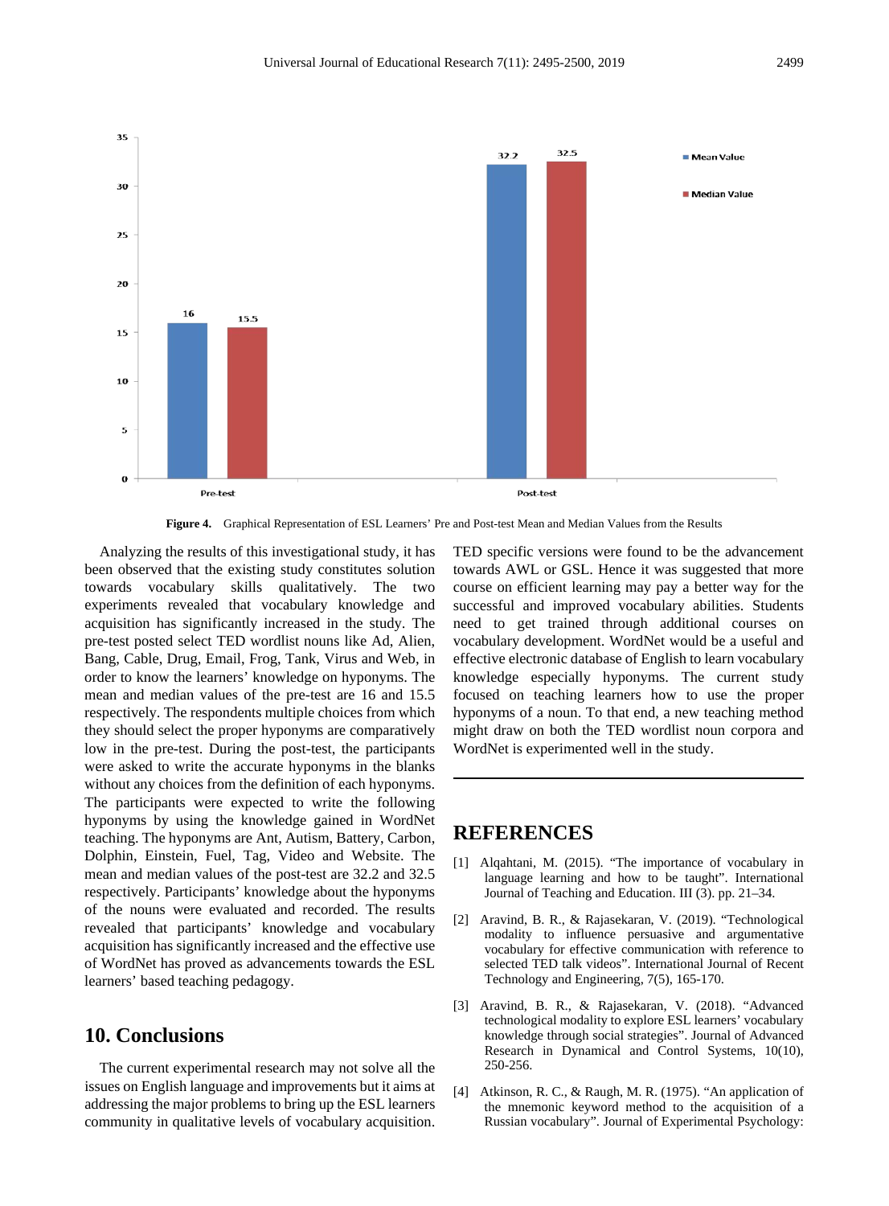**Figure 4.** Graphical Representation of ESL Learners' Pre and Post-test Mean and Median Values from the Results

Analyzing the results of this investigational study, it has been observed that the existing study constitutes solution towards vocabulary skills qualitatively. The two experiments revealed that vocabulary knowledge and acquisition has significantly increased in the study. The pre-test posted select TED wordlist nouns like Ad, Alien, Bang, Cable, Drug, Email, Frog, Tank, Virus and Web, in order to know the learners' knowledge on hyponyms. The mean and median values of the pre-test are 16 and 15.5 respectively. The respondents multiple choices from which they should select the proper hyponyms are comparatively low in the pre-test. During the post-test, the participants were asked to write the accurate hyponyms in the blanks without any choices from the definition of each hyponyms. The participants were expected to write the following hyponyms by using the knowledge gained in WordNet teaching. The hyponyms are Ant, Autism, Battery, Carbon, Dolphin, Einstein, Fuel, Tag, Video and Website. The mean and median values of the post-test are 32.2 and 32.5 respectively. Participants' knowledge about the hyponyms of the nouns were evaluated and recorded. The results revealed that participants' knowledge and vocabulary acquisition has significantly increased and the effective use of WordNet has proved as advancements towards the ESL learners' based teaching pedagogy.

## 10. Conclusions

The current experimental research may not solve all the issues on English language and improvements but it aims at addressing the major problems to bring up the ESL learners community in qualitative levels of vocabulary acquisition. TED specific versions were found to be the advancement towards AWL or GSL. Hence it was suggested that more course on efficient learning may pay a better way for the successful and improved vocabulary abilities. Students need to get trained through additional courses on vocabulary development. WordNet would be a useful and effective electronic database of English to learn vocabulary knowledge especially hyponyms. The current study focused on teaching learners how to use the proper hyponyms of a noun. To that end, a new teaching method might draw on both the TED wordlist noun corpora and WordNet is experimented well in the study.

## REFERENCES

[1] Alqahtani, M. (2015). "The importance of vocabulary in language learning and how to be taught". International Journal of Teaching and Education. III (3). pp. 21–34.

[2] Aravind, B. R., & Rajasekaran, V. (2019). "Technological modality to influence persuasive and argumentative vocabulary for effective communication with reference to selected TED talk videos". International Journal of Recent Technology and Engineering, 7(5), 165-170.

[3] Aravind, B. R., & Rajasekaran, V. (2018). "Advanced technological modality to explore ESL learners' vocabulary knowledge through social strategies". Journal of Advanced Research in Dynamical and Control Systems, 10(10), 250-256.

[4] Atkinson, R. C., & Raugh, M. R. (1975). "An application of the mnemonic keyword method to the acquisition of a Russian vocabulary". Journal of Experimental Psychology: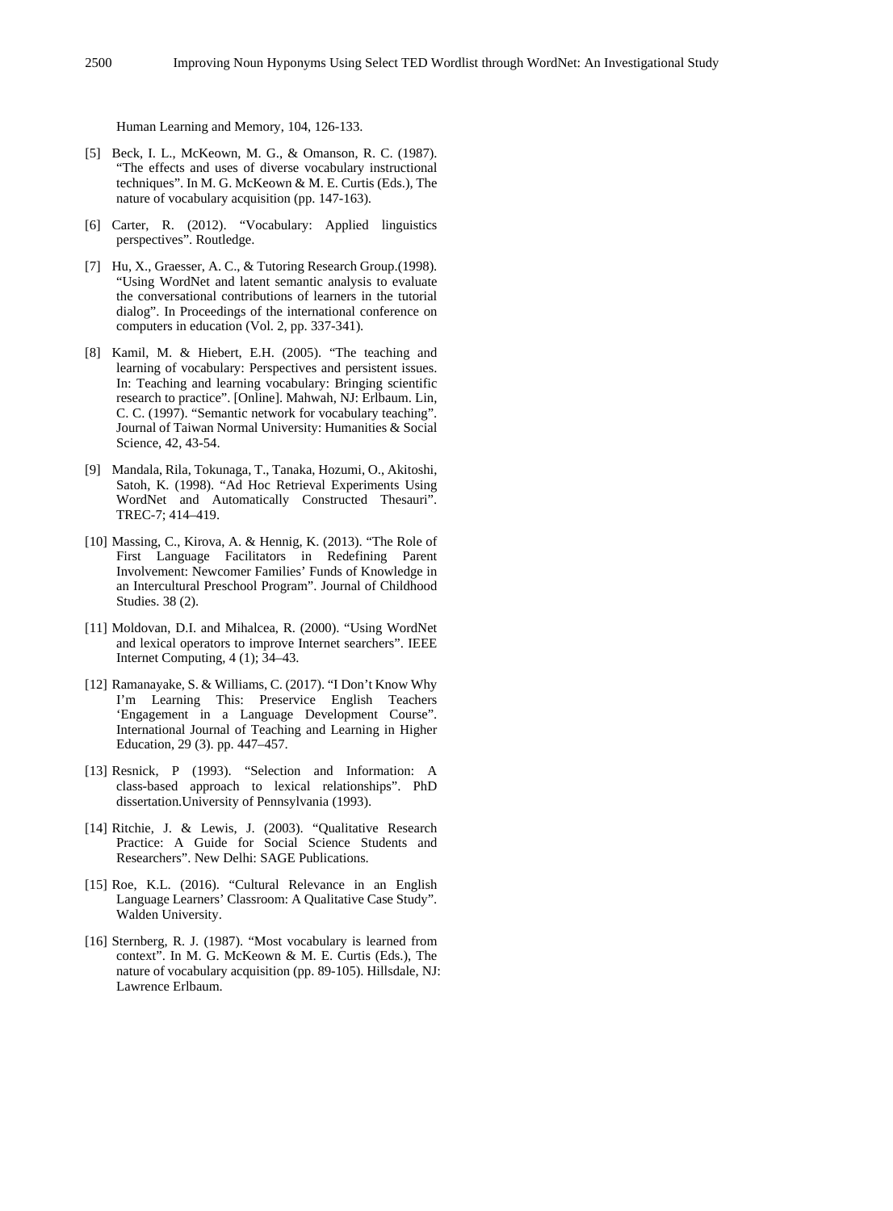Human Learning and Memory, 104, 126-133.

[5] Beck, I. L., McKeown, M. G., & Omanson, R. C. (1987). “The effects and uses of diverse vocabulary instructional techniques”. In M. G. McKeown & M. E. Curtis (Eds.), The nature of vocabulary acquisition (pp. 147-163).

[6] Carter, R. (2012). “Vocabulary: Applied linguistics perspectives”. Routledge.

[7] Hu, X., Graesser, A. C., & Tutoring Research Group.(1998). “Using WordNet and latent semantic analysis to evaluate the conversational contributions of learners in the tutorial dialog”. In Proceedings of the international conference on computers in education (Vol. 2, pp. 337-341).

[8] Kamil, M. & Hiebert, E.H. (2005). “The teaching and learning of vocabulary: Perspectives and persistent issues. In: Teaching and learning vocabulary: Bringing scientific research to practice”. [Online]. Mahwah, NJ: Erlbaum. Lin, C. C. (1997). “Semantic network for vocabulary teaching”. Journal of Taiwan Normal University: Humanities & Social Science, 42, 43-54.

[9] Mandala, Rila, Tokunaga, T., Tanaka, Hozumi, O., Akitoshi, Satoh, K. (1998). “Ad Hoc Retrieval Experiments Using WordNet and Automatically Constructed Thesauri”. TREC-7; 414–419.

[10] Massing, C., Kirova, A. & Hennig, K. (2013). “The Role of First Language Facilitators in Redefining Parent Involvement: Newcomer Families’ Funds of Knowledge in an Intercultural Preschool Program”. Journal of Childhood Studies. 38 (2).

[11] Moldovan, D.I. and Mihalcea, R. (2000). “Using WordNet and lexical operators to improve Internet searchers”. IEEE Internet Computing, 4 (1); 34–43.

[12] Ramanayake, S. & Williams, C. (2017). “I Don’t Know Why I’m Learning This: Preservice English Teachers ‘Engagement in a Language Development Course”. International Journal of Teaching and Learning in Higher Education, 29 (3). pp. 447–457.

[13] Resnick, P (1993). “Selection and Information: A class-based approach to lexical relationships”. PhD dissertation.University of Pennsylvania (1993).

[14] Ritchie, J. & Lewis, J. (2003). “Qualitative Research Practice: A Guide for Social Science Students and Researchers”. New Delhi: SAGE Publications.

[15] Roe, K.L. (2016). “Cultural Relevance in an English Language Learners’ Classroom: A Qualitative Case Study”. Walden University.

[16] Sternberg, R. J. (1987). “Most vocabulary is learned from context”. In M. G. McKeown & M. E. Curtis (Eds.), The nature of vocabulary acquisition (pp. 89-105). Hillsdale, NJ: Lawrence Erlbaum.